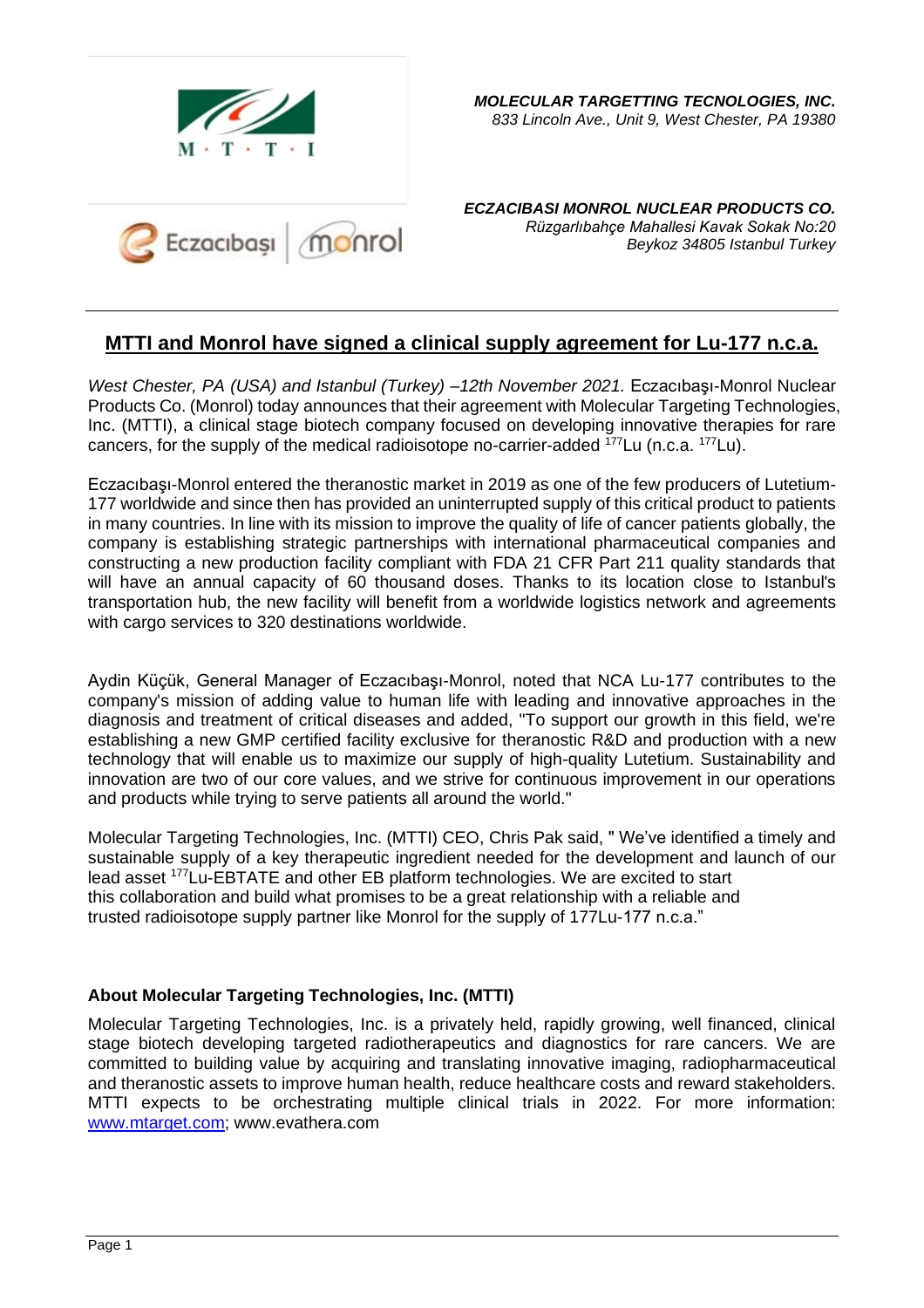***MOLECULAR TARGETTING TECNOLOGIES, INC.***
*833 Lincoln Ave., Unit 9, West Chester, PA 19380*

***ECZACIBASI MONROL NUCLEAR PRODUCTS CO.***
*Rüzgarlıbahçe Mahallesi Kavak Sokak No:20*
*Beykoz 34805 Istanbul Turkey*

---

## MTTI and Monrol have signed a clinical supply agreement for Lu-177 n.c.a.

*West Chester, PA (USA) and Istanbul (Turkey) –12th November 2021.* Eczacıbaşı-Monrol Nuclear Products Co. (Monrol) today announces that their agreement with Molecular Targeting Technologies, Inc. (MTTI), a clinical stage biotech company focused on developing innovative therapies for rare cancers, for the supply of the medical radioisotope no-carrier-added $^{177}$Lu (n.c.a. $^{177}$Lu).

Eczacıbaşı-Monrol entered the theranostic market in 2019 as one of the few producers of Lutetium-177 worldwide and since then has provided an uninterrupted supply of this critical product to patients in many countries. In line with its mission to improve the quality of life of cancer patients globally, the company is establishing strategic partnerships with international pharmaceutical companies and constructing a new production facility compliant with FDA 21 CFR Part 211 quality standards that will have an annual capacity of 60 thousand doses. Thanks to its location close to Istanbul's transportation hub, the new facility will benefit from a worldwide logistics network and agreements with cargo services to 320 destinations worldwide.

Aydin Küçük, General Manager of Eczacıbaşı-Monrol, noted that NCA Lu-177 contributes to the company's mission of adding value to human life with leading and innovative approaches in the diagnosis and treatment of critical diseases and added, "To support our growth in this field, we're establishing a new GMP certified facility exclusive for theranostic R&D and production with a new technology that will enable us to maximize our supply of high-quality Lutetium. Sustainability and innovation are two of our core values, and we strive for continuous improvement in our operations and products while trying to serve patients all around the world."

Molecular Targeting Technologies, Inc. (MTTI) CEO, Chris Pak said, " We've identified a timely and sustainable supply of a key therapeutic ingredient needed for the development and launch of our lead asset $^{177}$Lu-EBTATE and other EB platform technologies. We are excited to start this collaboration and build what promises to be a great relationship with a reliable and trusted radioisotope supply partner like Monrol for the supply of 177Lu-177 n.c.a."

### About Molecular Targeting Technologies, Inc. (MTTI)

Molecular Targeting Technologies, Inc. is a privately held, rapidly growing, well financed, clinical stage biotech developing targeted radiotherapeutics and diagnostics for rare cancers. We are committed to building value by acquiring and translating innovative imaging, radiopharmaceutical and theranostic assets to improve human health, reduce healthcare costs and reward stakeholders. MTTI expects to be orchestrating multiple clinical trials in 2022. For more information: [www.mtarget.com](http://www.mtarget.com); www.evathera.com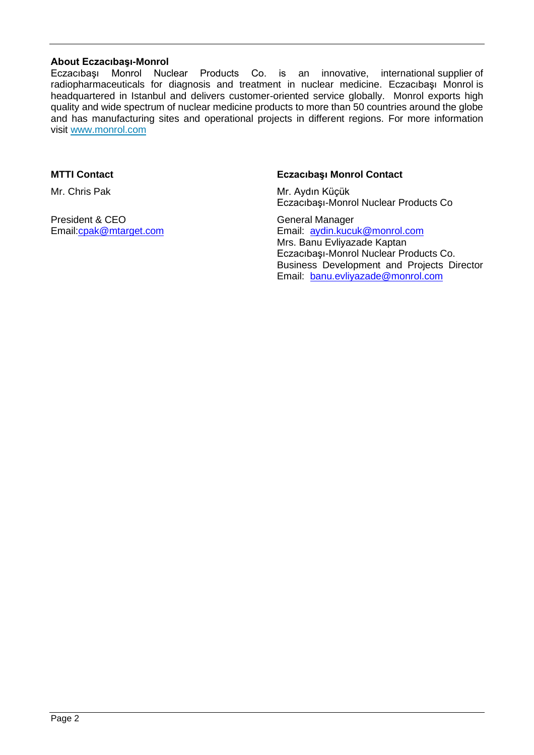**About Eczacıbaşı-Monrol**

Eczacıbaşı Monrol Nuclear Products Co. is an innovative, international supplier of radiopharmaceuticals for diagnosis and treatment in nuclear medicine. Eczacıbaşı Monrol is headquartered in Istanbul and delivers customer-oriented service globally. Monrol exports high quality and wide spectrum of nuclear medicine products to more than 50 countries around the globe and has manufacturing sites and operational projects in different regions. For more information visit www.monrol.com

**MTTI Contact**

Mr. Chris Pak

President & CEO
Email:cpak@mtarget.com

**Eczacıbaşı Monrol Contact**

Mr. Aydın Küçük
Eczacıbaşı-Monrol Nuclear Products Co

General Manager
Email: aydin.kucuk@monrol.com
Mrs. Banu Evliyazade Kaptan
Eczacıbaşı-Monrol Nuclear Products Co.
Business Development and Projects Director
Email: banu.evliyazade@monrol.com